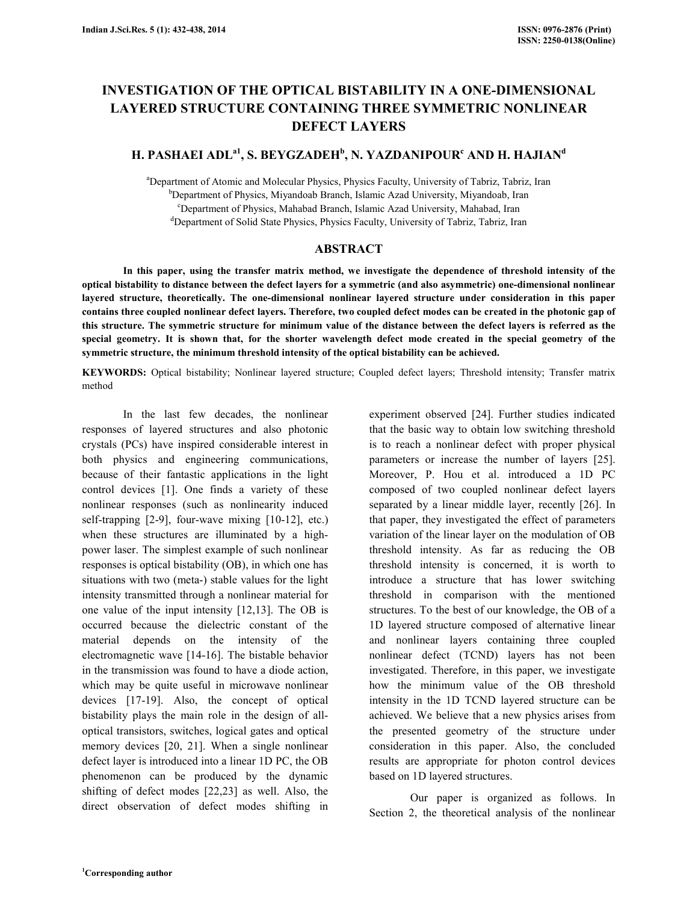# INVESTIGATION OF THE OPTICAL BISTABILITY IN A ONE-DIMENSIONAL LAYERED STRUCTURE CONTAINING THREE SYMMETRIC NONLINEAR DEFECT LAYERS

**H. PASHAEI ADL[a1], S. BEYGZADEH[b], N. YAZDANIPOUR[c] AND H. HAJIAN[d]**

[a]Department of Atomic and Molecular Physics, Physics Faculty, University of Tabriz, Tabriz, Iran
[b]Department of Physics, Miyandoab Branch, Islamic Azad University, Miyandoab, Iran
[c]Department of Physics, Mahabad Branch, Islamic Azad University, Mahabad, Iran
[d]Department of Solid State Physics, Physics Faculty, University of Tabriz, Tabriz, Iran

## ABSTRACT

**In this paper, using the transfer matrix method, we investigate the dependence of threshold intensity of the optical bistability to distance between the defect layers for a symmetric (and also asymmetric) one-dimensional nonlinear layered structure, theoretically. The one-dimensional nonlinear layered structure under consideration in this paper contains three coupled nonlinear defect layers. Therefore, two coupled defect modes can be created in the photonic gap of this structure. The symmetric structure for minimum value of the distance between the defect layers is referred as the special geometry. It is shown that, for the shorter wavelength defect mode created in the special geometry of the symmetric structure, the minimum threshold intensity of the optical bistability can be achieved.**

**KEYWORDS:** Optical bistability; Nonlinear layered structure; Coupled defect layers; Threshold intensity; Transfer matrix method

In the last few decades, the nonlinear responses of layered structures and also photonic crystals (PCs) have inspired considerable interest in both physics and engineering communications, because of their fantastic applications in the light control devices [1]. One finds a variety of these nonlinear responses (such as nonlinearity induced self-trapping [2-9], four-wave mixing [10-12], etc.) when these structures are illuminated by a high-power laser. The simplest example of such nonlinear responses is optical bistability (OB), in which one has situations with two (meta-) stable values for the light intensity transmitted through a nonlinear material for one value of the input intensity [12,13]. The OB is occurred because the dielectric constant of the material depends on the intensity of the electromagnetic wave [14-16]. The bistable behavior in the transmission was found to have a diode action, which may be quite useful in microwave nonlinear devices [17-19]. Also, the concept of optical bistability plays the main role in the design of all-optical transistors, switches, logical gates and optical memory devices [20, 21]. When a single nonlinear defect layer is introduced into a linear 1D PC, the OB phenomenon can be produced by the dynamic shifting of defect modes [22,23] as well. Also, the direct observation of defect modes shifting in experiment observed [24]. Further studies indicated that the basic way to obtain low switching threshold is to reach a nonlinear defect with proper physical parameters or increase the number of layers [25]. Moreover, P. Hou et al. introduced a 1D PC composed of two coupled nonlinear defect layers separated by a linear middle layer, recently [26]. In that paper, they investigated the effect of parameters variation of the linear layer on the modulation of OB threshold intensity. As far as reducing the OB threshold intensity is concerned, it is worth to introduce a structure that has lower switching threshold in comparison with the mentioned structures. To the best of our knowledge, the OB of a 1D layered structure composed of alternative linear and nonlinear layers containing three coupled nonlinear defect (TCND) layers has not been investigated. Therefore, in this paper, we investigate how the minimum value of the OB threshold intensity in the 1D TCND layered structure can be achieved. We believe that a new physics arises from the presented geometry of the structure under consideration in this paper. Also, the concluded results are appropriate for photon control devices based on 1D layered structures.

Our paper is organized as follows. In Section 2, the theoretical analysis of the nonlinear

[1]Corresponding author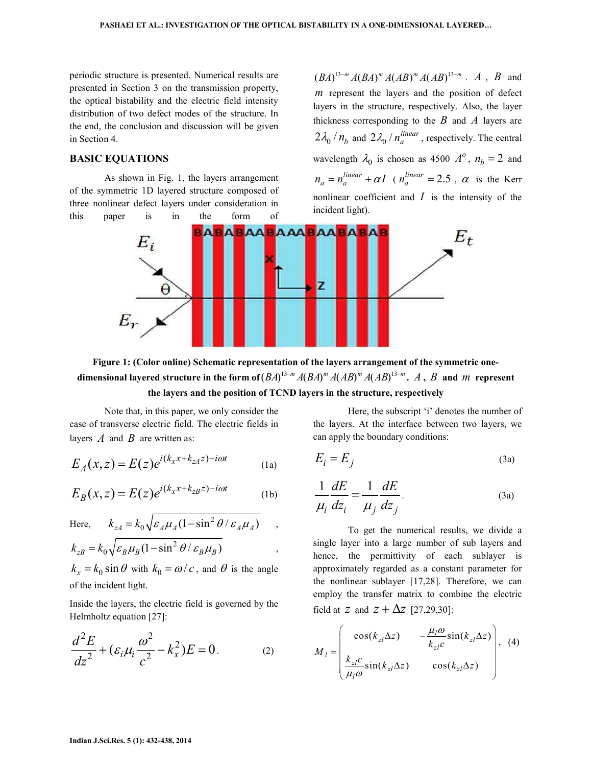periodic structure is presented. Numerical results are presented in Section 3 on the transmission property, the optical bistability and the electric field intensity distribution of two defect modes of the structure. In the end, the conclusion and discussion will be given in Section 4.

## BASIC EQUATIONS

As shown in Fig. 1, the layers arrangement of the symmetric 1D layered structure composed of three nonlinear defect layers under consideration in this paper is in the form of $(BA)^{13-m}A(BA)^{m}A(AB)^{m}A(AB)^{13-m}$. $A$, $B$ and $m$ represent the layers and the position of defect layers in the structure, respectively. Also, the layer thickness corresponding to the $B$ and $A$ layers are $2\lambda_0/n_b$ and $2\lambda_0/n_a^{linear}$, respectively. The central wavelength $\lambda_0$ is chosen as 4500 $A^o$, $n_b = 2$ and $n_a = n_a^{linear} + \alpha I$ ($n_a^{linear} = 2.5$, $\alpha$ is the Kerr nonlinear coefficient and $I$ is the intensity of the incident light).

**Figure 1: (Color online) Schematic representation of the layers arrangement of the symmetric one-dimensional layered structure in the form of $(BA)^{13-m}A(BA)^{m}A(AB)^{m}A(AB)^{13-m}$. $A$, $B$ and $m$ represent the layers and the position of TCND layers in the structure, respectively**

Note that, in this paper, we only consider the case of transverse electric field. The electric fields in layers $A$ and $B$ are written as:

$$E_A(x,z) = E(z)e^{i(k_x x + k_{zA} z) - i\omega t} \tag{1a}$$

$$E_B(x,z) = E(z)e^{i(k_x x + k_{zB} z) - i\omega t} \tag{1b}$$

Here, $k_{zA} = k_0\sqrt{\varepsilon_A\mu_A(1-\sin^2\theta/\varepsilon_A\mu_A)}$, $k_{zB} = k_0\sqrt{\varepsilon_B\mu_B(1-\sin^2\theta/\varepsilon_B\mu_B)}$, $k_x = k_0\sin\theta$ with $k_0 = \omega/c$, and $\theta$ is the angle of the incident light.

Inside the layers, the electric field is governed by the Helmholtz equation [27]:

$$\frac{d^2E}{dz^2} + (\varepsilon_i\mu_i\frac{\omega^2}{c^2} - k_x^2)E = 0. \tag{2}$$

Here, the subscript 'i' denotes the number of the layers. At the interface between two layers, we can apply the boundary conditions:

$$E_i = E_j \tag{3a}$$

$$\frac{1}{\mu_i}\frac{dE}{dz_i} = \frac{1}{\mu_j}\frac{dE}{dz_j}. \tag{3a}$$

To get the numerical results, we divide a single layer into a large number of sub layers and hence, the permittivity of each sublayer is approximately regarded as a constant parameter for the nonlinear sublayer [17,28]. Therefore, we can employ the transfer matrix to combine the electric field at $z$ and $z+\Delta z$ [27,29,30]:

$$M_l = \begin{pmatrix} \cos(k_{zl}\Delta z) & -\frac{\mu_l\omega}{k_{zl}c}\sin(k_{zl}\Delta z) \\ \frac{k_{zl}c}{\mu_l\omega}\sin(k_{zl}\Delta z) & \cos(k_{zl}\Delta z) \end{pmatrix}, \tag{4}$$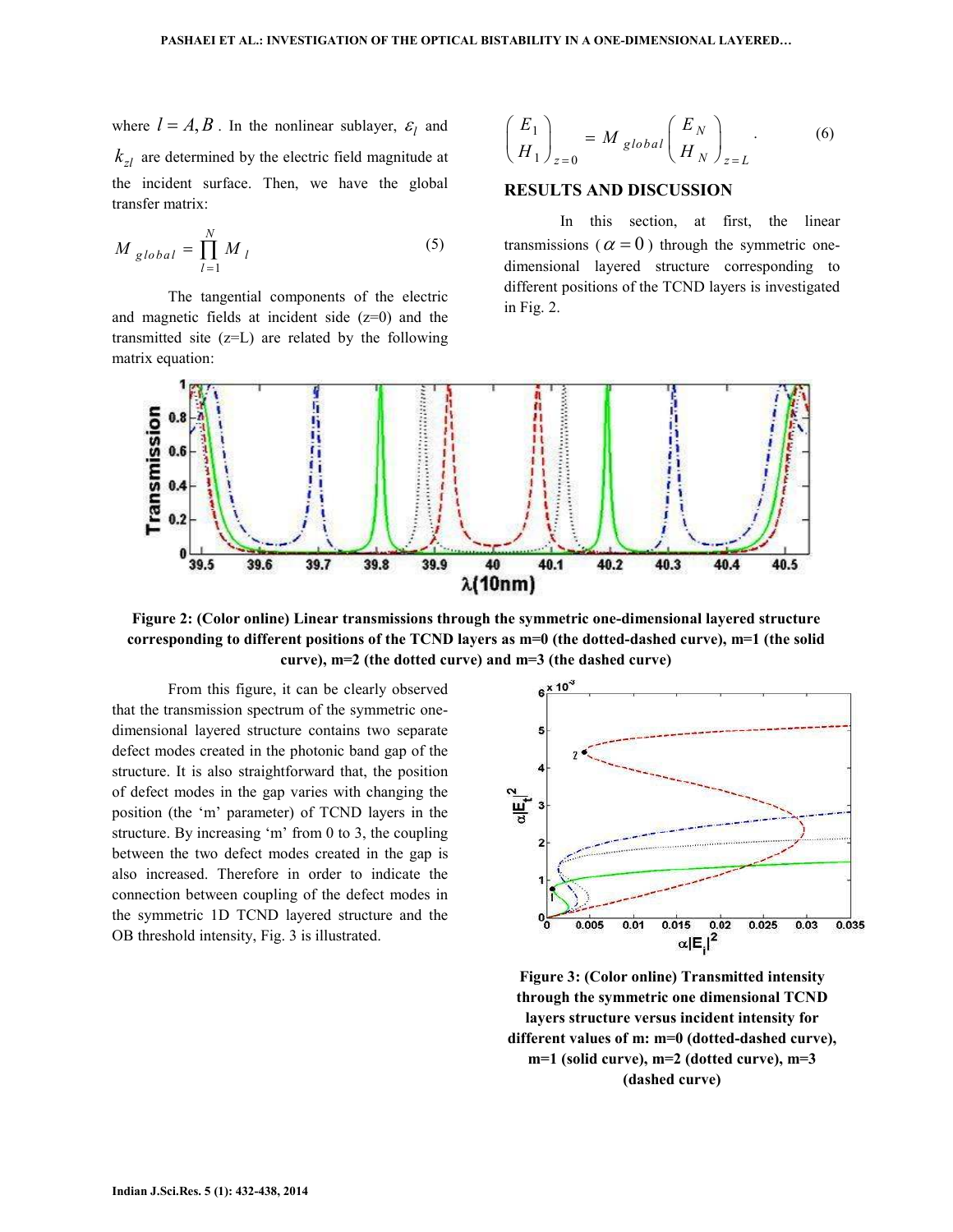where $l = A, B$. In the nonlinear sublayer, $\varepsilon_l$ and $k_{zl}$ are determined by the electric field magnitude at the incident surface. Then, we have the global transfer matrix:

$$M_{global} = \prod_{l=1}^{N} M_l \tag{5}$$

The tangential components of the electric and magnetic fields at incident side (z=0) and the transmitted site (z=L) are related by the following matrix equation:

$$\begin{pmatrix} E_1 \\ H_1 \end{pmatrix}_{z=0} = M_{global} \begin{pmatrix} E_N \\ H_N \end{pmatrix}_{z=L} . \tag{6}$$

## RESULTS AND DISCUSSION

In this section, at first, the linear transmissions ($\alpha = 0$) through the symmetric one-dimensional layered structure corresponding to different positions of the TCND layers is investigated in Fig. 2.

**Figure 2: (Color online) Linear transmissions through the symmetric one-dimensional layered structure corresponding to different positions of the TCND layers as m=0 (the dotted-dashed curve), m=1 (the solid curve), m=2 (the dotted curve) and m=3 (the dashed curve)**

From this figure, it can be clearly observed that the transmission spectrum of the symmetric one-dimensional layered structure contains two separate defect modes created in the photonic band gap of the structure. It is also straightforward that, the position of defect modes in the gap varies with changing the position (the 'm' parameter) of TCND layers in the structure. By increasing 'm' from 0 to 3, the coupling between the two defect modes created in the gap is also increased. Therefore in order to indicate the connection between coupling of the defect modes in the symmetric 1D TCND layered structure and the OB threshold intensity, Fig. 3 is illustrated.

**Figure 3: (Color online) Transmitted intensity through the symmetric one dimensional TCND layers structure versus incident intensity for different values of m: m=0 (dotted-dashed curve), m=1 (solid curve), m=2 (dotted curve), m=3 (dashed curve)**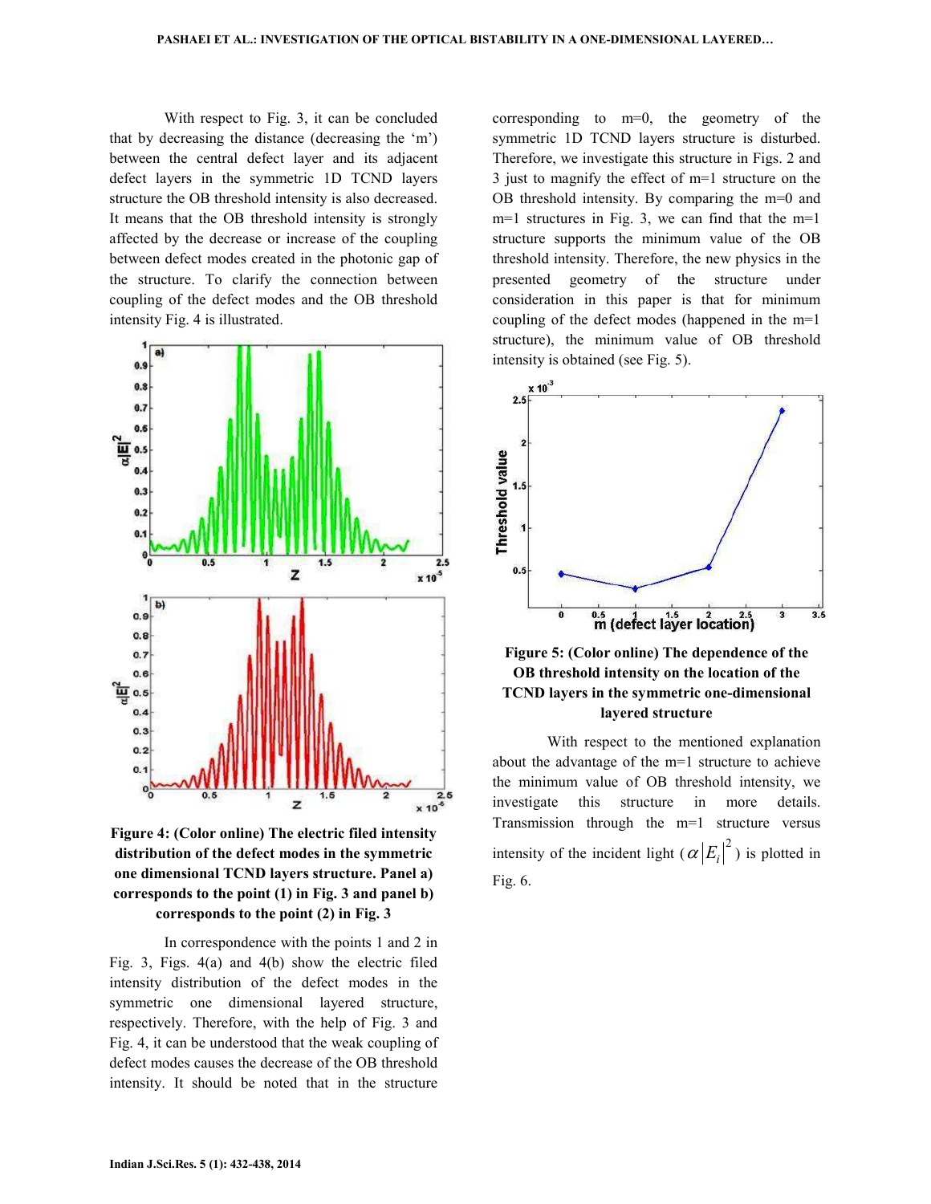With respect to Fig. 3, it can be concluded that by decreasing the distance (decreasing the 'm') between the central defect layer and its adjacent defect layers in the symmetric 1D TCND layers structure the OB threshold intensity is also decreased. It means that the OB threshold intensity is strongly affected by the decrease or increase of the coupling between defect modes created in the photonic gap of the structure. To clarify the connection between coupling of the defect modes and the OB threshold intensity Fig. 4 is illustrated.

**Figure 4: (Color online) The electric filed intensity distribution of the defect modes in the symmetric one dimensional TCND layers structure. Panel a) corresponds to the point (1) in Fig. 3 and panel b) corresponds to the point (2) in Fig. 3**

In correspondence with the points 1 and 2 in Fig. 3, Figs. 4(a) and 4(b) show the electric filed intensity distribution of the defect modes in the symmetric one dimensional layered structure, respectively. Therefore, with the help of Fig. 3 and Fig. 4, it can be understood that the weak coupling of defect modes causes the decrease of the OB threshold intensity. It should be noted that in the structure corresponding to m=0, the geometry of the symmetric 1D TCND layers structure is disturbed. Therefore, we investigate this structure in Figs. 2 and 3 just to magnify the effect of m=1 structure on the OB threshold intensity. By comparing the m=0 and m=1 structures in Fig. 3, we can find that the m=1 structure supports the minimum value of the OB threshold intensity. Therefore, the new physics in the presented geometry of the structure under consideration in this paper is that for minimum coupling of the defect modes (happened in the m=1 structure), the minimum value of OB threshold intensity is obtained (see Fig. 5).

**Figure 5: (Color online) The dependence of the OB threshold intensity on the location of the TCND layers in the symmetric one-dimensional layered structure**

With respect to the mentioned explanation about the advantage of the m=1 structure to achieve the minimum value of OB threshold intensity, we investigate this structure in more details. Transmission through the m=1 structure versus intensity of the incident light ($\alpha|E_i|^2$) is plotted in Fig. 6.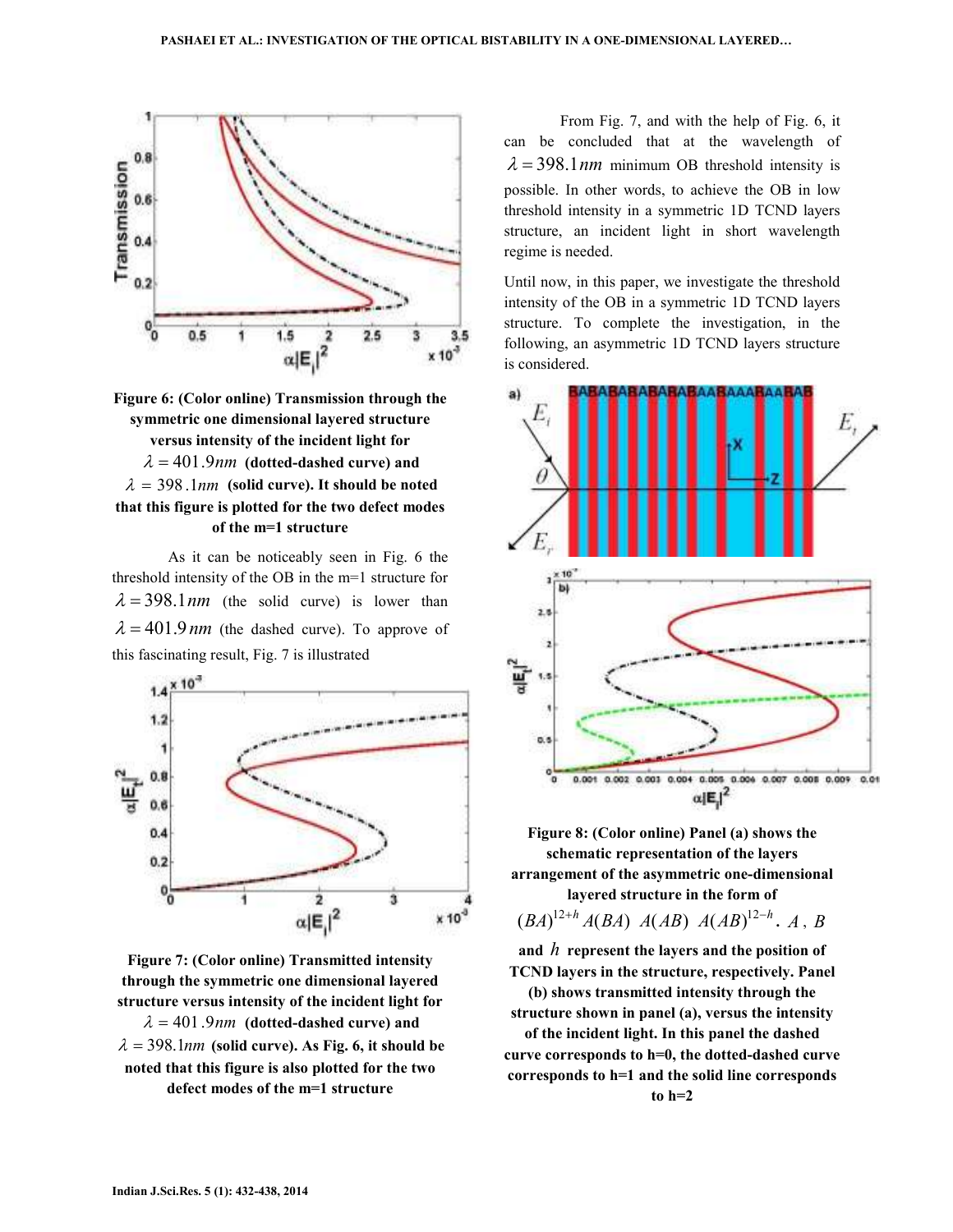**Figure 6: (Color online) Transmission through the symmetric one dimensional layered structure versus intensity of the incident light for $\lambda = 401.9nm$ (dotted-dashed curve) and $\lambda = 398.1nm$ (solid curve). It should be noted that this figure is plotted for the two defect modes of the m=1 structure**

As it can be noticeably seen in Fig. 6 the threshold intensity of the OB in the m=1 structure for $\lambda = 398.1nm$ (the solid curve) is lower than $\lambda = 401.9nm$ (the dashed curve). To approve of this fascinating result, Fig. 7 is illustrated

**Figure 7: (Color online) Transmitted intensity through the symmetric one dimensional layered structure versus intensity of the incident light for $\lambda = 401.9nm$ (dotted-dashed curve) and $\lambda = 398.1nm$ (solid curve). As Fig. 6, it should be noted that this figure is also plotted for the two defect modes of the m=1 structure**

From Fig. 7, and with the help of Fig. 6, it can be concluded that at the wavelength of $\lambda = 398.1nm$ minimum OB threshold intensity is possible. In other words, to achieve the OB in low threshold intensity in a symmetric 1D TCND layers structure, an incident light in short wavelength regime is needed.

Until now, in this paper, we investigate the threshold intensity of the OB in a symmetric 1D TCND layers structure. To complete the investigation, in the following, an asymmetric 1D TCND layers structure is considered.

**Figure 8: (Color online) Panel (a) shows the schematic representation of the layers arrangement of the asymmetric one-dimensional layered structure in the form of $(BA)^{12+h}A(BA)\ A(AB)\ A(AB)^{12-h}$. $A$, $B$ and $h$ represent the layers and the position of TCND layers in the structure, respectively. Panel (b) shows transmitted intensity through the structure shown in panel (a), versus the intensity of the incident light. In this panel the dashed curve corresponds to h=0, the dotted-dashed curve corresponds to h=1 and the solid line corresponds to h=2**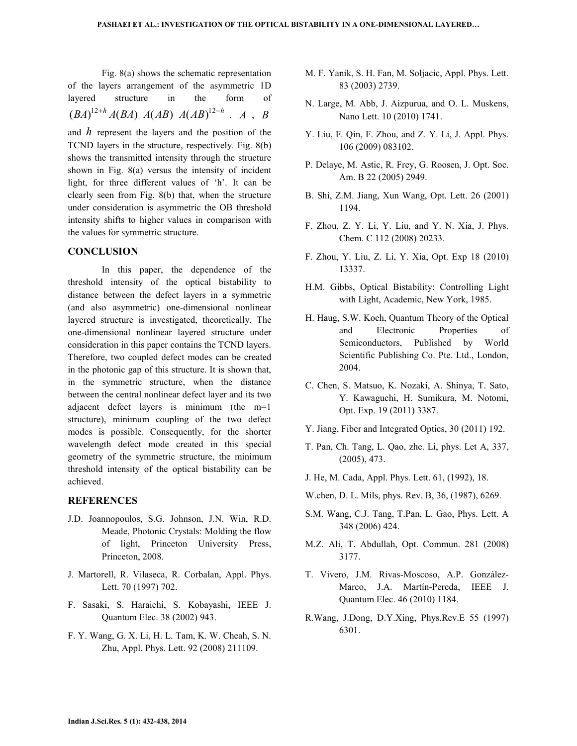Fig. 8(a) shows the schematic representation of the layers arrangement of the asymmetric 1D layered structure in the form of $(BA)^{12+h} A(BA)\ A(AB)\ A(AB)^{12-h}$ . $A$ , $B$ and $h$ represent the layers and the position of the TCND layers in the structure, respectively. Fig. 8(b) shows the transmitted intensity through the structure shown in Fig. 8(a) versus the intensity of incident light, for three different values of 'h'. It can be clearly seen from Fig. 8(b) that, when the structure under consideration is asymmetric the OB threshold intensity shifts to higher values in comparison with the values for symmetric structure.

## CONCLUSION

In this paper, the dependence of the threshold intensity of the optical bistability to distance between the defect layers in a symmetric (and also asymmetric) one-dimensional nonlinear layered structure is investigated, theoretically. The one-dimensional nonlinear layered structure under consideration in this paper contains the TCND layers. Therefore, two coupled defect modes can be created in the photonic gap of this structure. It is shown that, in the symmetric structure, when the distance between the central nonlinear defect layer and its two adjacent defect layers is minimum (the m=1 structure), minimum coupling of the two defect modes is possible. Consequently, for the shorter wavelength defect mode created in this special geometry of the symmetric structure, the minimum threshold intensity of the optical bistability can be achieved.

## REFERENCES

J.D. Joannopoulos, S.G. Johnson, J.N. Win, R.D. Meade, Photonic Crystals: Molding the flow of light, Princeton University Press, Princeton, 2008.

J. Martorell, R. Vilaseca, R. Corbalan, Appl. Phys. Lett. 70 (1997) 702.

F. Sasaki, S. Haraichi, S. Kobayashi, IEEE J. Quantum Elec. 38 (2002) 943.

F. Y. Wang, G. X. Li, H. L. Tam, K. W. Cheah, S. N. Zhu, Appl. Phys. Lett. 92 (2008) 211109.

M. F. Yanik, S. H. Fan, M. Soljacic, Appl. Phys. Lett. 83 (2003) 2739.

N. Large, M. Abb, J. Aizpurua, and O. L. Muskens, Nano Lett. 10 (2010) 1741.

Y. Liu, F. Qin, F. Zhou, and Z. Y. Li, J. Appl. Phys. 106 (2009) 083102.

P. Delaye, M. Astic, R. Frey, G. Roosen, J. Opt. Soc. Am. B 22 (2005) 2949.

B. Shi, Z.M. Jiang, Xun Wang, Opt. Lett. 26 (2001) 1194.

F. Zhou, Z. Y. Li, Y. Liu, and Y. N. Xia, J. Phys. Chem. C 112 (2008) 20233.

F. Zhou, Y. Liu, Z. Li, Y. Xia, Opt. Exp 18 (2010) 13337.

H.M. Gibbs, Optical Bistability: Controlling Light with Light, Academic, New York, 1985.

H. Haug, S.W. Koch, Quantum Theory of the Optical and Electronic Properties of Semiconductors, Published by World Scientific Publishing Co. Pte. Ltd., London, 2004.

C. Chen, S. Matsuo, K. Nozaki, A. Shinya, T. Sato, Y. Kawaguchi, H. Sumikura, M. Notomi, Opt. Exp. 19 (2011) 3387.

Y. Jiang, Fiber and Integrated Optics, 30 (2011) 192.

T. Pan, Ch. Tang, L. Qao, zhe. Li, phys. Let A, 337, (2005), 473.

J. He, M. Cada, Appl. Phys. Lett. 61, (1992), 18.

W.chen, D. L. Mils, phys. Rev. B, 36, (1987), 6269.

S.M. Wang, C.J. Tang, T.Pan, L. Gao, Phys. Lett. A 348 (2006) 424.

M.Z. Ali, T. Abdullah, Opt. Commun. 281 (2008) 3177.

T. Vivero, J.M. Rivas-Moscoso, A.P. González-Marco, J.A. Martín-Pereda, IEEE J. Quantum Elec. 46 (2010) 1184.

R.Wang, J.Dong, D.Y.Xing, Phys.Rev.E 55 (1997) 6301.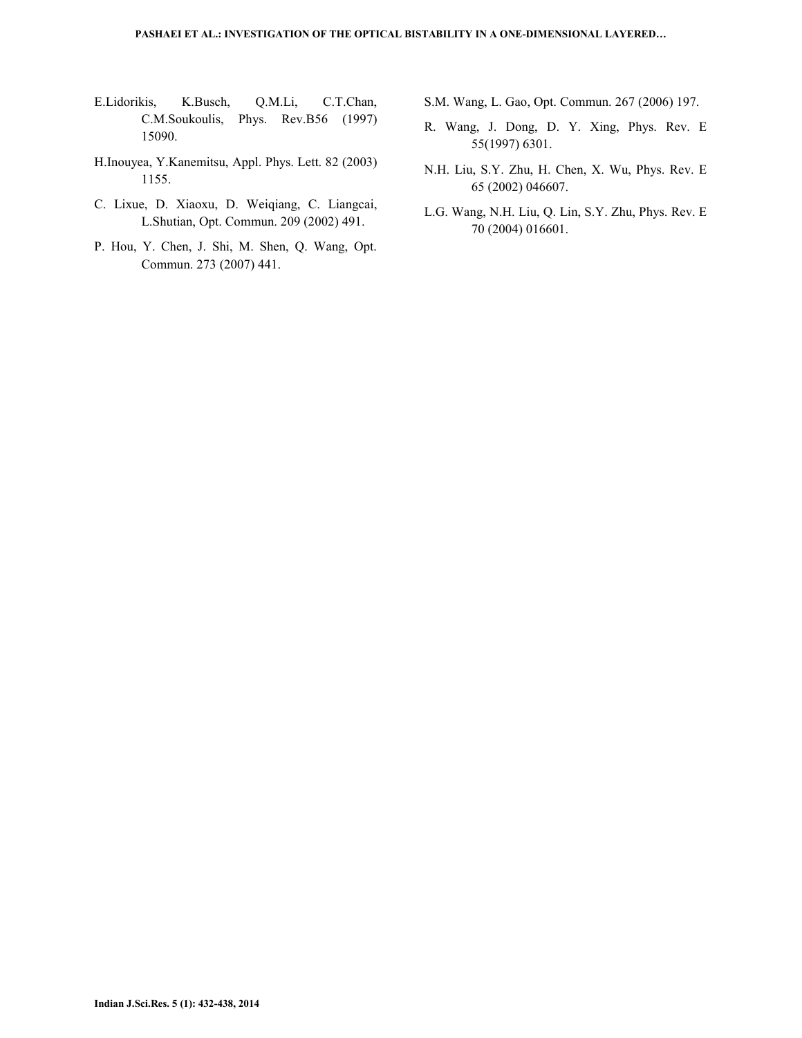E.Lidorikis, K.Busch, Q.M.Li, C.T.Chan, C.M.Soukoulis, Phys. Rev.B56 (1997) 15090.

H.Inouyea, Y.Kanemitsu, Appl. Phys. Lett. 82 (2003) 1155.

C. Lixue, D. Xiaoxu, D. Weiqiang, C. Liangcai, L.Shutian, Opt. Commun. 209 (2002) 491.

P. Hou, Y. Chen, J. Shi, M. Shen, Q. Wang, Opt. Commun. 273 (2007) 441.

S.M. Wang, L. Gao, Opt. Commun. 267 (2006) 197.

R. Wang, J. Dong, D. Y. Xing, Phys. Rev. E 55(1997) 6301.

N.H. Liu, S.Y. Zhu, H. Chen, X. Wu, Phys. Rev. E 65 (2002) 046607.

L.G. Wang, N.H. Liu, Q. Lin, S.Y. Zhu, Phys. Rev. E 70 (2004) 016601.